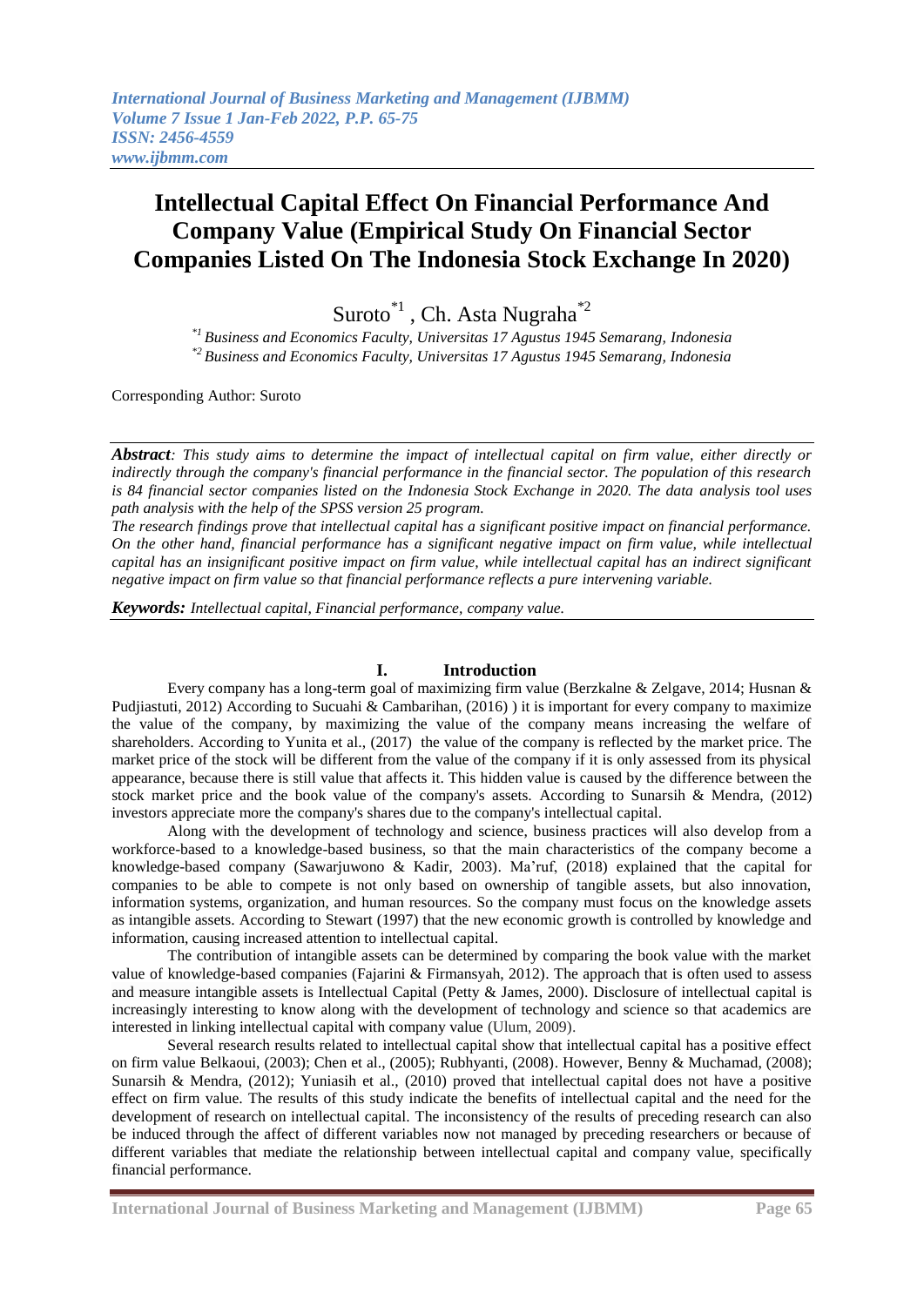# Intellectual Capital Effect On Financial Performance And Company Value (Empirical Study On Financial Sector Companies Listed On The Indonesia Stock Exchange In 2020)

Suroto[*1] , Ch. Asta Nugraha[*2]

[*1] *Business and Economics Faculty, Universitas 17 Agustus 1945 Semarang, Indonesia*
[*2] *Business and Economics Faculty, Universitas 17 Agustus 1945 Semarang, Indonesia*

Corresponding Author: Suroto

***Abstract****: This study aims to determine the impact of intellectual capital on firm value, either directly or indirectly through the company's financial performance in the financial sector. The population of this research is 84 financial sector companies listed on the Indonesia Stock Exchange in 2020. The data analysis tool uses path analysis with the help of the SPSS version 25 program.*

*The research findings prove that intellectual capital has a significant positive impact on financial performance. On the other hand, financial performance has a significant negative impact on firm value, while intellectual capital has an insignificant positive impact on firm value, while intellectual capital has an indirect significant negative impact on firm value so that financial performance reflects a pure intervening variable.*

***Keywords:*** *Intellectual capital, Financial performance, company value.*

## I. Introduction

Every company has a long-term goal of maximizing firm value (Berzkalne & Zelgave, 2014; Husnan & Pudjiastuti, 2012) According to Sucuahi & Cambarihan, (2016) ) it is important for every company to maximize the value of the company, by maximizing the value of the company means increasing the welfare of shareholders. According to Yunita et al., (2017) the value of the company is reflected by the market price. The market price of the stock will be different from the value of the company if it is only assessed from its physical appearance, because there is still value that affects it. This hidden value is caused by the difference between the stock market price and the book value of the company's assets. According to Sunarsih & Mendra, (2012) investors appreciate more the company's shares due to the company's intellectual capital.

Along with the development of technology and science, business practices will also develop from a workforce-based to a knowledge-based business, so that the main characteristics of the company become a knowledge-based company (Sawarjuwono & Kadir, 2003). Ma'ruf, (2018) explained that the capital for companies to be able to compete is not only based on ownership of tangible assets, but also innovation, information systems, organization, and human resources. So the company must focus on the knowledge assets as intangible assets. According to Stewart (1997) that the new economic growth is controlled by knowledge and information, causing increased attention to intellectual capital.

The contribution of intangible assets can be determined by comparing the book value with the market value of knowledge-based companies (Fajarini & Firmansyah, 2012). The approach that is often used to assess and measure intangible assets is Intellectual Capital (Petty & James, 2000). Disclosure of intellectual capital is increasingly interesting to know along with the development of technology and science so that academics are interested in linking intellectual capital with company value (Ulum, 2009).

Several research results related to intellectual capital show that intellectual capital has a positive effect on firm value Belkaoui, (2003); Chen et al., (2005); Rubhyanti, (2008). However, Benny & Muchamad, (2008); Sunarsih & Mendra, (2012); Yuniasih et al., (2010) proved that intellectual capital does not have a positive effect on firm value. The results of this study indicate the benefits of intellectual capital and the need for the development of research on intellectual capital. The inconsistency of the results of preceding research can also be induced through the affect of different variables now not managed by preceding researchers or because of different variables that mediate the relationship between intellectual capital and company value, specifically financial performance.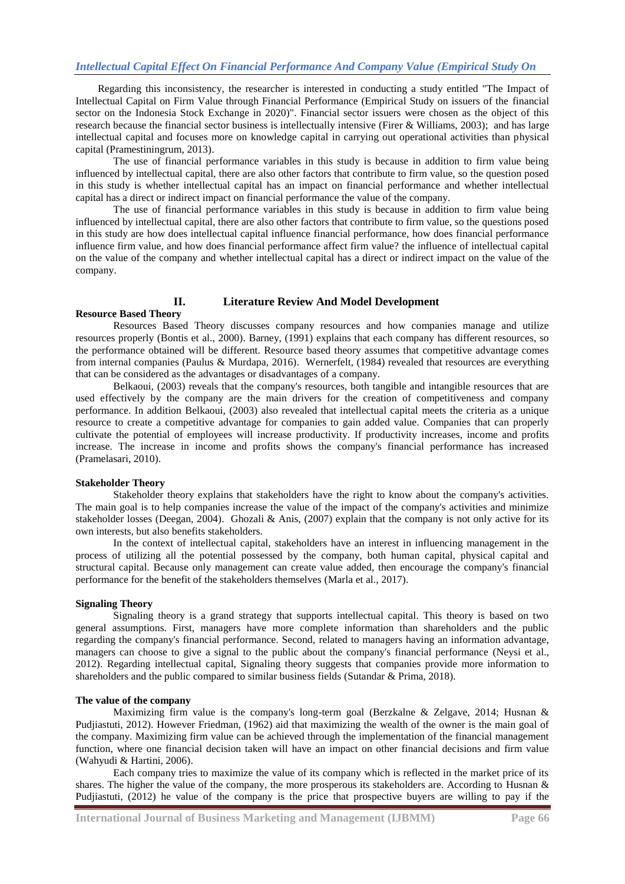Regarding this inconsistency, the researcher is interested in conducting a study entitled "The Impact of Intellectual Capital on Firm Value through Financial Performance (Empirical Study on issuers of the financial sector on the Indonesia Stock Exchange in 2020)". Financial sector issuers were chosen as the object of this research because the financial sector business is intellectually intensive (Firer & Williams, 2003); and has large intellectual capital and focuses more on knowledge capital in carrying out operational activities than physical capital (Pramestiningrum, 2013).

The use of financial performance variables in this study is because in addition to firm value being influenced by intellectual capital, there are also other factors that contribute to firm value, so the question posed in this study is whether intellectual capital has an impact on financial performance and whether intellectual capital has a direct or indirect impact on financial performance the value of the company.

The use of financial performance variables in this study is because in addition to firm value being influenced by intellectual capital, there are also other factors that contribute to firm value, so the questions posed in this study are how does intellectual capital influence financial performance, how does financial performance influence firm value, and how does financial performance affect firm value? the influence of intellectual capital on the value of the company and whether intellectual capital has a direct or indirect impact on the value of the company.

## II. Literature Review And Model Development

### Resource Based Theory

Resources Based Theory discusses company resources and how companies manage and utilize resources properly (Bontis et al., 2000). Barney, (1991) explains that each company has different resources, so the performance obtained will be different. Resource based theory assumes that competitive advantage comes from internal companies (Paulus & Murdapa, 2016). Wernerfelt, (1984) revealed that resources are everything that can be considered as the advantages or disadvantages of a company.

Belkaoui, (2003) reveals that the company's resources, both tangible and intangible resources that are used effectively by the company are the main drivers for the creation of competitiveness and company performance. In addition Belkaoui, (2003) also revealed that intellectual capital meets the criteria as a unique resource to create a competitive advantage for companies to gain added value. Companies that can properly cultivate the potential of employees will increase productivity. If productivity increases, income and profits increase. The increase in income and profits shows the company's financial performance has increased (Pramelasari, 2010).

### Stakeholder Theory

Stakeholder theory explains that stakeholders have the right to know about the company's activities. The main goal is to help companies increase the value of the impact of the company's activities and minimize stakeholder losses (Deegan, 2004). Ghozali & Anis, (2007) explain that the company is not only active for its own interests, but also benefits stakeholders.

In the context of intellectual capital, stakeholders have an interest in influencing management in the process of utilizing all the potential possessed by the company, both human capital, physical capital and structural capital. Because only management can create value added, then encourage the company's financial performance for the benefit of the stakeholders themselves (Marla et al., 2017).

### Signaling Theory

Signaling theory is a grand strategy that supports intellectual capital. This theory is based on two general assumptions. First, managers have more complete information than shareholders and the public regarding the company's financial performance. Second, related to managers having an information advantage, managers can choose to give a signal to the public about the company's financial performance (Neysi et al., 2012). Regarding intellectual capital, Signaling theory suggests that companies provide more information to shareholders and the public compared to similar business fields (Sutandar & Prima, 2018).

### The value of the company

Maximizing firm value is the company's long-term goal (Berzkalne & Zelgave, 2014; Husnan & Pudjiastuti, 2012). However Friedman, (1962) aid that maximizing the wealth of the owner is the main goal of the company. Maximizing firm value can be achieved through the implementation of the financial management function, where one financial decision taken will have an impact on other financial decisions and firm value (Wahyudi & Hartini, 2006).

Each company tries to maximize the value of its company which is reflected in the market price of its shares. The higher the value of the company, the more prosperous its stakeholders are. According to Husnan & Pudjiastuti, (2012) he value of the company is the price that prospective buyers are willing to pay if the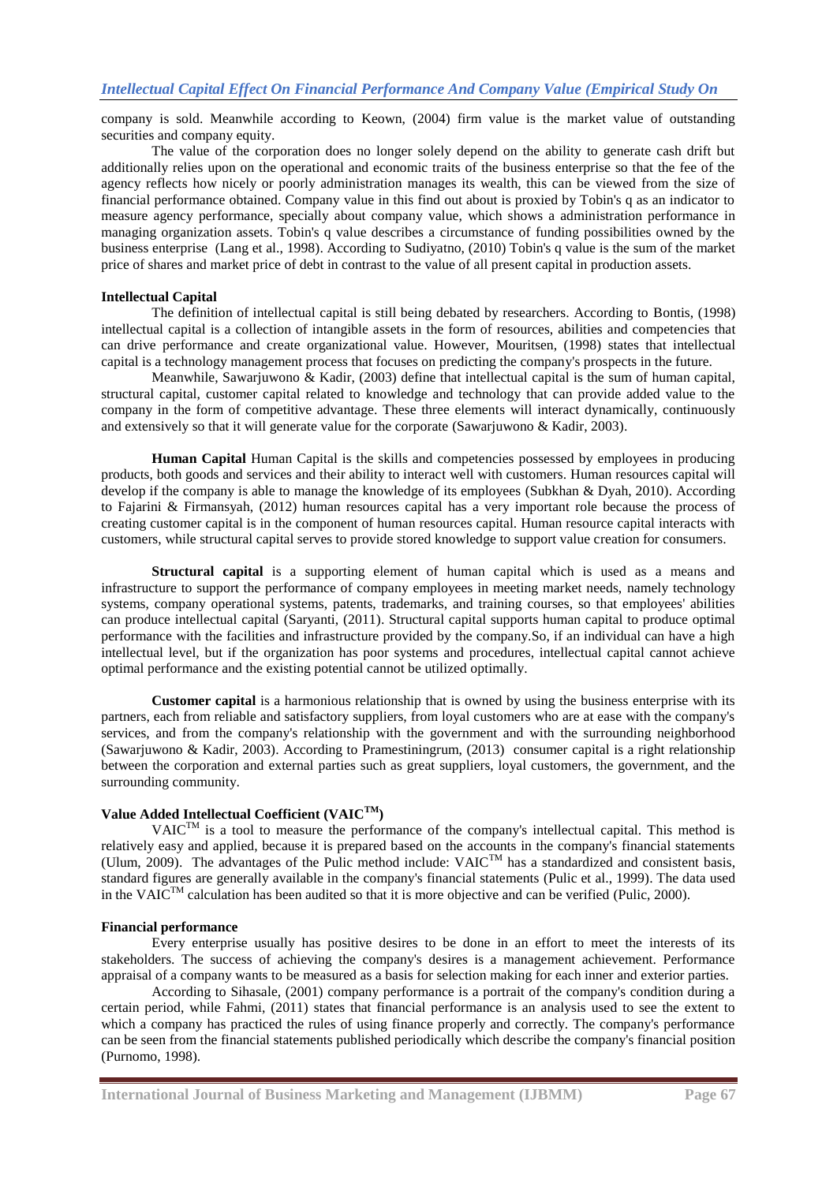company is sold. Meanwhile according to Keown, (2004) firm value is the market value of outstanding securities and company equity.

The value of the corporation does no longer solely depend on the ability to generate cash drift but additionally relies upon on the operational and economic traits of the business enterprise so that the fee of the agency reflects how nicely or poorly administration manages its wealth, this can be viewed from the size of financial performance obtained. Company value in this find out about is proxied by Tobin's q as an indicator to measure agency performance, specially about company value, which shows a administration performance in managing organization assets. Tobin's q value describes a circumstance of funding possibilities owned by the business enterprise (Lang et al., 1998). According to Sudiyatno, (2010) Tobin's q value is the sum of the market price of shares and market price of debt in contrast to the value of all present capital in production assets.

### Intellectual Capital

The definition of intellectual capital is still being debated by researchers. According to Bontis, (1998) intellectual capital is a collection of intangible assets in the form of resources, abilities and competencies that can drive performance and create organizational value. However, Mouritsen, (1998) states that intellectual capital is a technology management process that focuses on predicting the company's prospects in the future.

Meanwhile, Sawarjuwono & Kadir, (2003) define that intellectual capital is the sum of human capital, structural capital, customer capital related to knowledge and technology that can provide added value to the company in the form of competitive advantage. These three elements will interact dynamically, continuously and extensively so that it will generate value for the corporate (Sawarjuwono & Kadir, 2003).

**Human Capital** Human Capital is the skills and competencies possessed by employees in producing products, both goods and services and their ability to interact well with customers. Human resources capital will develop if the company is able to manage the knowledge of its employees (Subkhan & Dyah, 2010). According to Fajarini & Firmansyah, (2012) human resources capital has a very important role because the process of creating customer capital is in the component of human resources capital. Human resource capital interacts with customers, while structural capital serves to provide stored knowledge to support value creation for consumers.

**Structural capital** is a supporting element of human capital which is used as a means and infrastructure to support the performance of company employees in meeting market needs, namely technology systems, company operational systems, patents, trademarks, and training courses, so that employees' abilities can produce intellectual capital (Saryanti, (2011). Structural capital supports human capital to produce optimal performance with the facilities and infrastructure provided by the company.So, if an individual can have a high intellectual level, but if the organization has poor systems and procedures, intellectual capital cannot achieve optimal performance and the existing potential cannot be utilized optimally.

**Customer capital** is a harmonious relationship that is owned by using the business enterprise with its partners, each from reliable and satisfactory suppliers, from loyal customers who are at ease with the company's services, and from the company's relationship with the government and with the surrounding neighborhood (Sawarjuwono & Kadir, 2003). According to Pramestiningrum, (2013) consumer capital is a right relationship between the corporation and external parties such as great suppliers, loyal customers, the government, and the surrounding community.

### Value Added Intellectual Coefficient (VAIC$^{TM}$)

VAIC$^{TM}$ is a tool to measure the performance of the company's intellectual capital. This method is relatively easy and applied, because it is prepared based on the accounts in the company's financial statements (Ulum, 2009). The advantages of the Pulic method include: VAIC$^{TM}$ has a standardized and consistent basis, standard figures are generally available in the company's financial statements (Pulic et al., 1999). The data used in the VAIC$^{TM}$ calculation has been audited so that it is more objective and can be verified (Pulic, 2000).

### Financial performance

Every enterprise usually has positive desires to be done in an effort to meet the interests of its stakeholders. The success of achieving the company's desires is a management achievement. Performance appraisal of a company wants to be measured as a basis for selection making for each inner and exterior parties.

According to Sihasale, (2001) company performance is a portrait of the company's condition during a certain period, while Fahmi, (2011) states that financial performance is an analysis used to see the extent to which a company has practiced the rules of using finance properly and correctly. The company's performance can be seen from the financial statements published periodically which describe the company's financial position (Purnomo, 1998).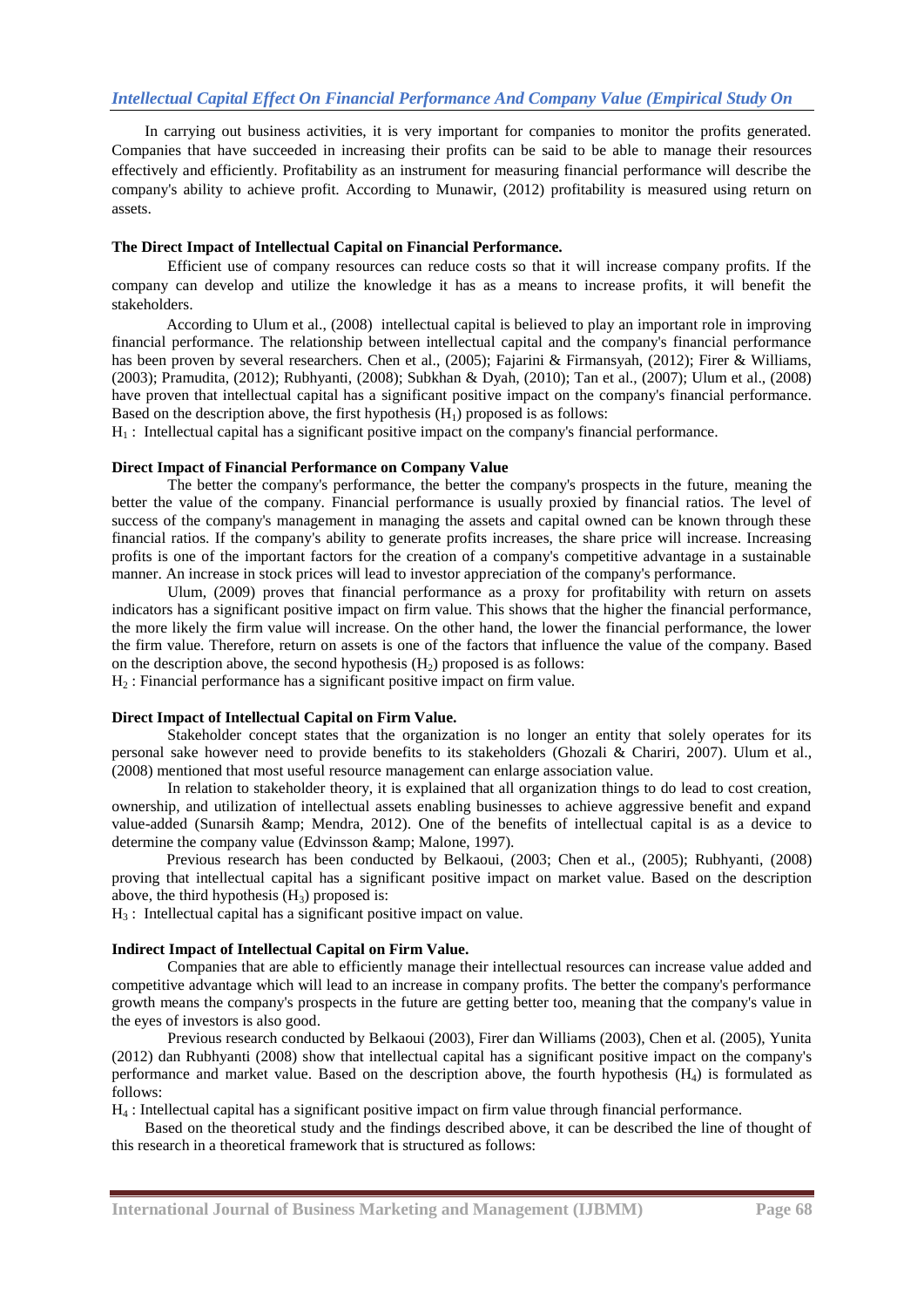In carrying out business activities, it is very important for companies to monitor the profits generated. Companies that have succeeded in increasing their profits can be said to be able to manage their resources effectively and efficiently. Profitability as an instrument for measuring financial performance will describe the company's ability to achieve profit. According to Munawir, (2012) profitability is measured using return on assets.

**The Direct Impact of Intellectual Capital on Financial Performance.**

Efficient use of company resources can reduce costs so that it will increase company profits. If the company can develop and utilize the knowledge it has as a means to increase profits, it will benefit the stakeholders.

According to Ulum et al., (2008) intellectual capital is believed to play an important role in improving financial performance. The relationship between intellectual capital and the company's financial performance has been proven by several researchers. Chen et al., (2005); Fajarini & Firmansyah, (2012); Firer & Williams, (2003); Pramudita, (2012); Rubhyanti, (2008); Subkhan & Dyah, (2010); Tan et al., (2007); Ulum et al., (2008) have proven that intellectual capital has a significant positive impact on the company's financial performance. Based on the description above, the first hypothesis ($H_1$) proposed is as follows:

$H_1$ : Intellectual capital has a significant positive impact on the company's financial performance.

**Direct Impact of Financial Performance on Company Value**

The better the company's performance, the better the company's prospects in the future, meaning the better the value of the company. Financial performance is usually proxied by financial ratios. The level of success of the company's management in managing the assets and capital owned can be known through these financial ratios. If the company's ability to generate profits increases, the share price will increase. Increasing profits is one of the important factors for the creation of a company's competitive advantage in a sustainable manner. An increase in stock prices will lead to investor appreciation of the company's performance.

Ulum, (2009) proves that financial performance as a proxy for profitability with return on assets indicators has a significant positive impact on firm value. This shows that the higher the financial performance, the more likely the firm value will increase. On the other hand, the lower the financial performance, the lower the firm value. Therefore, return on assets is one of the factors that influence the value of the company. Based on the description above, the second hypothesis ($H_2$) proposed is as follows:

$H_2$ : Financial performance has a significant positive impact on firm value.

**Direct Impact of Intellectual Capital on Firm Value.**

Stakeholder concept states that the organization is no longer an entity that solely operates for its personal sake however need to provide benefits to its stakeholders (Ghozali & Chariri, 2007). Ulum et al., (2008) mentioned that most useful resource management can enlarge association value.

In relation to stakeholder theory, it is explained that all organization things to do lead to cost creation, ownership, and utilization of intellectual assets enabling businesses to achieve aggressive benefit and expand value-added (Sunarsih &amp; Mendra, 2012). One of the benefits of intellectual capital is as a device to determine the company value (Edvinsson &amp; Malone, 1997).

Previous research has been conducted by Belkaoui, (2003; Chen et al., (2005); Rubhyanti, (2008) proving that intellectual capital has a significant positive impact on market value. Based on the description above, the third hypothesis ($H_3$) proposed is:

$H_3$ : Intellectual capital has a significant positive impact on value.

**Indirect Impact of Intellectual Capital on Firm Value.**

Companies that are able to efficiently manage their intellectual resources can increase value added and competitive advantage which will lead to an increase in company profits. The better the company's performance growth means the company's prospects in the future are getting better too, meaning that the company's value in the eyes of investors is also good.

Previous research conducted by Belkaoui (2003), Firer dan Williams (2003), Chen et al. (2005), Yunita (2012) dan Rubhyanti (2008) show that intellectual capital has a significant positive impact on the company's performance and market value. Based on the description above, the fourth hypothesis ($H_4$) is formulated as follows:

$H_4$ : Intellectual capital has a significant positive impact on firm value through financial performance.

Based on the theoretical study and the findings described above, it can be described the line of thought of this research in a theoretical framework that is structured as follows: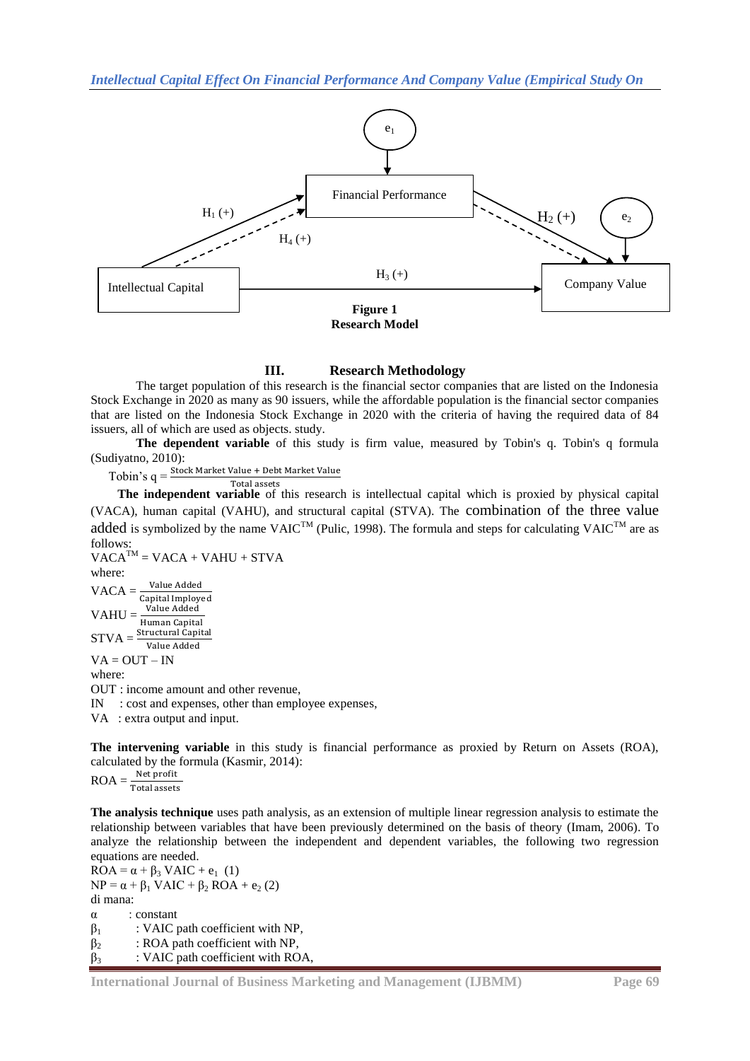Financial Performance

$H_1$ (+)

$H_4$ (+)

$H_2$ (+)

$e_1$

$e_2$

Intellectual Capital

$H_3$ (+)

Company Value

**Figure 1**
**Research Model**

## III. Research Methodology

The target population of this research is the financial sector companies that are listed on the Indonesia Stock Exchange in 2020 as many as 90 issuers, while the affordable population is the financial sector companies that are listed on the Indonesia Stock Exchange in 2020 with the criteria of having the required data of 84 issuers, all of which are used as objects. study.

**The dependent variable** of this study is firm value, measured by Tobin's q. Tobin's q formula (Sudiyatno, 2010):

$$\text{Tobin's q} = \frac{\text{Stock Market Value + Debt Market Value}}{\text{Total assets}}$$

**The independent variable** of this research is intellectual capital which is proxied by physical capital (VACA), human capital (VAHU), and structural capital (STVA). The combination of the three value added is symbolized by the name $VAIC^{TM}$ (Pulic, 1998). The formula and steps for calculating $VAIC^{TM}$ are as follows:

$$VACA^{TM} = VACA + VAHU + STVA$$

where:

$$VACA = \frac{\text{Value Added}}{\text{Capital Imployed}}$$

$$VAHU = \frac{\text{Value Added}}{\text{Human Capital}}$$

$$STVA = \frac{\text{Structural Capital}}{\text{Value Added}}$$

$$VA = OUT - IN$$

where:

OUT : income amount and other revenue,
IN : cost and expenses, other than employee expenses,
VA : extra output and input.

**The intervening variable** in this study is financial performance as proxied by Return on Assets (ROA), calculated by the formula (Kasmir, 2014):

$$ROA = \frac{\text{Net profit}}{\text{Total assets}}$$

**The analysis technique** uses path analysis, as an extension of multiple linear regression analysis to estimate the relationship between variables that have been previously determined on the basis of theory (Imam, 2006). To analyze the relationship between the independent and dependent variables, the following two regression equations are needed.

$$ROA = \alpha + \beta_3\, VAIC + e_1 \quad (1)$$

$$NP = \alpha + \beta_1\, VAIC + \beta_2\, ROA + e_2 \quad (2)$$

di mana:

$\alpha$ : constant
$\beta_1$ : VAIC path coefficient with NP,
$\beta_2$ : ROA path coefficient with NP,
$\beta_3$ : VAIC path coefficient with ROA,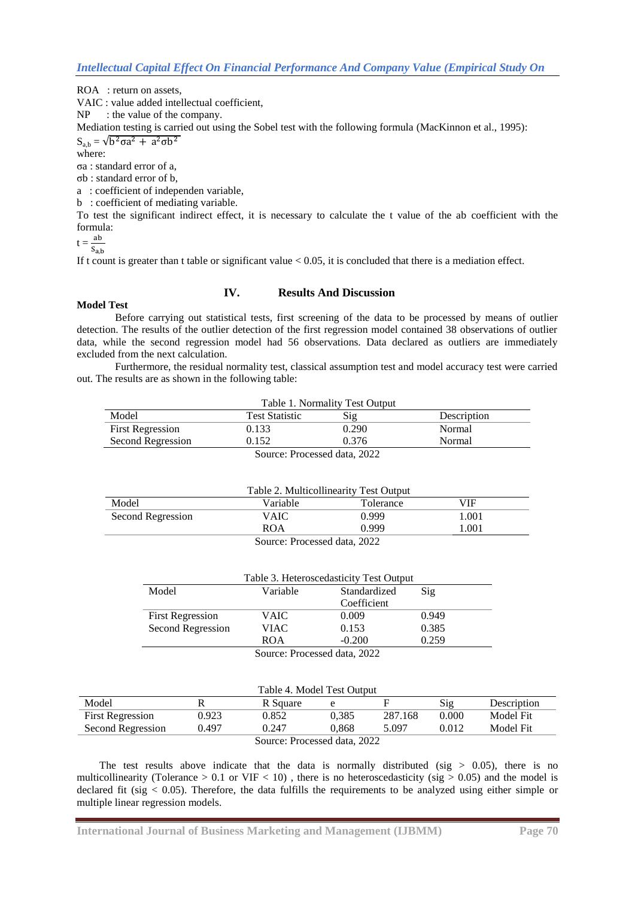ROA : return on assets,
VAIC : value added intellectual coefficient,
NP : the value of the company.
Mediation testing is carried out using the Sobel test with the following formula (MacKinnon et al., 1995):

$$S_{a,b} = \sqrt{b^2\sigma a^2 + a^2\sigma b^2}$$

where:
σa : standard error of a,
σb : standard error of b,
a : coefficient of independen variable,
b : coefficient of mediating variable.
To test the significant indirect effect, it is necessary to calculate the t value of the ab coefficient with the formula:

$$t = \frac{ab}{S_{a,b}}$$

If t count is greater than t table or significant value < 0.05, it is concluded that there is a mediation effect.

## IV. Results And Discussion

**Model Test**

Before carrying out statistical tests, first screening of the data to be processed by means of outlier detection. The results of the outlier detection of the first regression model contained 38 observations of outlier data, while the second regression model had 56 observations. Data declared as outliers are immediately excluded from the next calculation.

Furthermore, the residual normality test, classical assumption test and model accuracy test were carried out. The results are as shown in the following table:

Table 1. Normality Test Output

| Model | Test Statistic | Sig | Description |
|---|---|---|---|
| First Regression | 0.133 | 0.290 | Normal |
| Second Regression | 0.152 | 0.376 | Normal |

Source: Processed data, 2022

Table 2. Multicollinearity Test Output

| Model | Variable | Tolerance | VIF |
|---|---|---|---|
| Second Regression | VAIC | 0.999 | 1.001 |
| | ROA | 0.999 | 1.001 |

Source: Processed data, 2022

Table 3. Heteroscedasticity Test Output

| Model | Variable | Standardized Coefficient | Sig |
|---|---|---|---|
| First Regression | VAIC | 0.009 | 0.949 |
| Second Regression | VIAC | 0.153 | 0.385 |
| | ROA | -0.200 | 0.259 |

Source: Processed data, 2022

Table 4. Model Test Output

| Model | R | R Square | e | F | Sig | Description |
|---|---|---|---|---|---|---|
| First Regression | 0.923 | 0.852 | 0,385 | 287.168 | 0.000 | Model Fit |
| Second Regression | 0.497 | 0.247 | 0,868 | 5.097 | 0.012 | Model Fit |

Source: Processed data, 2022

The test results above indicate that the data is normally distributed (sig > 0.05), there is no multicollinearity (Tolerance > 0.1 or VIF < 10) , there is no heteroscedasticity (sig > 0.05) and the model is declared fit (sig < 0.05). Therefore, the data fulfills the requirements to be analyzed using either simple or multiple linear regression models.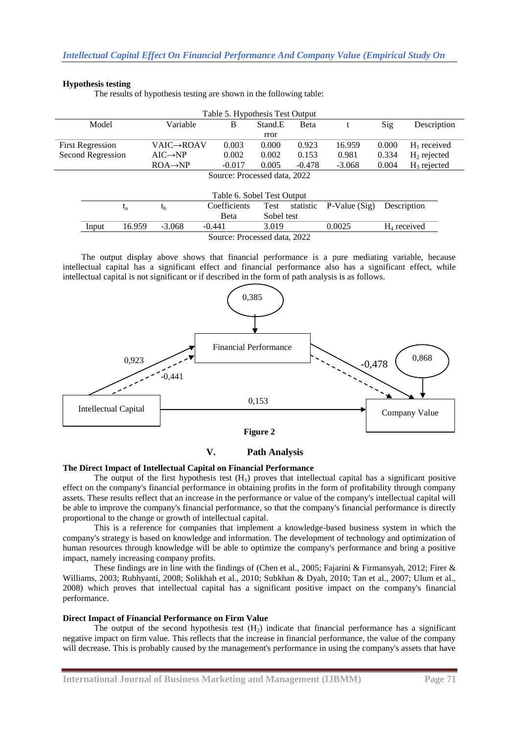#### Hypothesis testing

The results of hypothesis testing are shown in the following table:

Table 5. Hypothesis Test Output

| Model | Variable | B | Stand.E rror | Beta | t | Sig | Description |
|---|---|---|---|---|---|---|---|
| First Regression | VAIC→ROAV | 0.003 | 0.000 | 0.923 | 16.959 | 0.000 | $H_1$ received |
| Second Regression | AIC→NP | 0.002 | 0.002 | 0.153 | 0.981 | 0.334 | $H_2$ rejected |
| | ROA→NP | -0.017 | 0.005 | -0.478 | -3.068 | 0.004 | $H_3$ rejected |

Source: Processed data, 2022

Table 6. Sobel Test Output

| | $t_a$ | $t_b$ | Coefficients Beta | Test statistic Sobel test | P-Value (Sig) | Description |
|---|---|---|---|---|---|---|
| Input | 16.959 | -3.068 | -0.441 | 3.019 | 0.0025 | $H_4$ received |

Source: Processed data, 2022

The output display above shows that financial performance is a pure mediating variable, because intellectual capital has a significant effect and financial performance also has a significant effect, while intellectual capital is not significant or if described in the form of path analysis is as follows.

**Figure 2**

## V. Path Analysis

#### The Direct Impact of Intellectual Capital on Financial Performance

The output of the first hypothesis test ($H_1$) proves that intellectual capital has a significant positive effect on the company's financial performance in obtaining profits in the form of profitability through company assets. These results reflect that an increase in the performance or value of the company's intellectual capital will be able to improve the company's financial performance, so that the company's financial performance is directly proportional to the change or growth of intellectual capital.

This is a reference for companies that implement a knowledge-based business system in which the company's strategy is based on knowledge and information. The development of technology and optimization of human resources through knowledge will be able to optimize the company's performance and bring a positive impact, namely increasing company profits.

These findings are in line with the findings of (Chen et al., 2005; Fajarini & Firmansyah, 2012; Firer & Williams, 2003; Rubhyanti, 2008; Solikhah et al., 2010; Subkhan & Dyah, 2010; Tan et al., 2007; Ulum et al., 2008) which proves that intellectual capital has a significant positive impact on the company's financial performance.

#### Direct Impact of Financial Performance on Firm Value

The output of the second hypothesis test ($H_2$) indicate that financial performance has a significant negative impact on firm value. This reflects that the increase in financial performance, the value of the company will decrease. This is probably caused by the management's performance in using the company's assets that have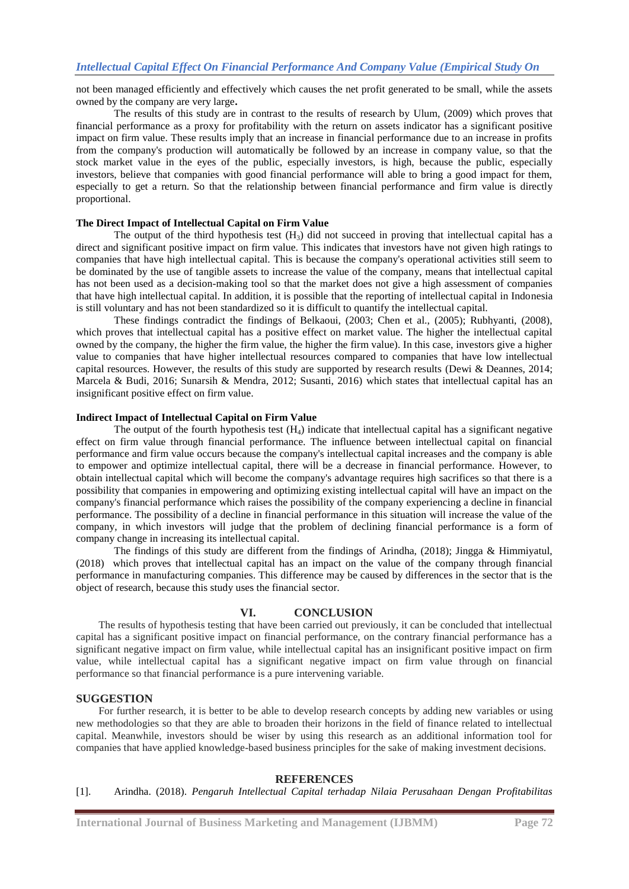not been managed efficiently and effectively which causes the net profit generated to be small, while the assets owned by the company are very large**.**

The results of this study are in contrast to the results of research by Ulum, (2009) which proves that financial performance as a proxy for profitability with the return on assets indicator has a significant positive impact on firm value. These results imply that an increase in financial performance due to an increase in profits from the company's production will automatically be followed by an increase in company value, so that the stock market value in the eyes of the public, especially investors, is high, because the public, especially investors, believe that companies with good financial performance will able to bring a good impact for them, especially to get a return. So that the relationship between financial performance and firm value is directly proportional.

**The Direct Impact of Intellectual Capital on Firm Value**

The output of the third hypothesis test ($H_3$) did not succeed in proving that intellectual capital has a direct and significant positive impact on firm value. This indicates that investors have not given high ratings to companies that have high intellectual capital. This is because the company's operational activities still seem to be dominated by the use of tangible assets to increase the value of the company, means that intellectual capital has not been used as a decision-making tool so that the market does not give a high assessment of companies that have high intellectual capital. In addition, it is possible that the reporting of intellectual capital in Indonesia is still voluntary and has not been standardized so it is difficult to quantify the intellectual capital.

These findings contradict the findings of Belkaoui, (2003; Chen et al., (2005); Rubhyanti, (2008), which proves that intellectual capital has a positive effect on market value. The higher the intellectual capital owned by the company, the higher the firm value, the higher the firm value). In this case, investors give a higher value to companies that have higher intellectual resources compared to companies that have low intellectual capital resources. However, the results of this study are supported by research results (Dewi & Deannes, 2014; Marcela & Budi, 2016; Sunarsih & Mendra, 2012; Susanti, 2016) which states that intellectual capital has an insignificant positive effect on firm value.

**Indirect Impact of Intellectual Capital on Firm Value**

The output of the fourth hypothesis test ($H_4$) indicate that intellectual capital has a significant negative effect on firm value through financial performance. The influence between intellectual capital on financial performance and firm value occurs because the company's intellectual capital increases and the company is able to empower and optimize intellectual capital, there will be a decrease in financial performance. However, to obtain intellectual capital which will become the company's advantage requires high sacrifices so that there is a possibility that companies in empowering and optimizing existing intellectual capital will have an impact on the company's financial performance which raises the possibility of the company experiencing a decline in financial performance. The possibility of a decline in financial performance in this situation will increase the value of the company, in which investors will judge that the problem of declining financial performance is a form of company change in increasing its intellectual capital.

The findings of this study are different from the findings of Arindha, (2018); Jingga & Himmiyatul, (2018) which proves that intellectual capital has an impact on the value of the company through financial performance in manufacturing companies. This difference may be caused by differences in the sector that is the object of research, because this study uses the financial sector.

## VI. CONCLUSION

The results of hypothesis testing that have been carried out previously, it can be concluded that intellectual capital has a significant positive impact on financial performance, on the contrary financial performance has a significant negative impact on firm value, while intellectual capital has an insignificant positive impact on firm value, while intellectual capital has a significant negative impact on firm value through on financial performance so that financial performance is a pure intervening variable.

## SUGGESTION

For further research, it is better to be able to develop research concepts by adding new variables or using new methodologies so that they are able to broaden their horizons in the field of finance related to intellectual capital. Meanwhile, investors should be wiser by using this research as an additional information tool for companies that have applied knowledge-based business principles for the sake of making investment decisions.

## REFERENCES

[1]. Arindha. (2018). *Pengaruh Intellectual Capital terhadap Nilaia Perusahaan Dengan Profitabilitas*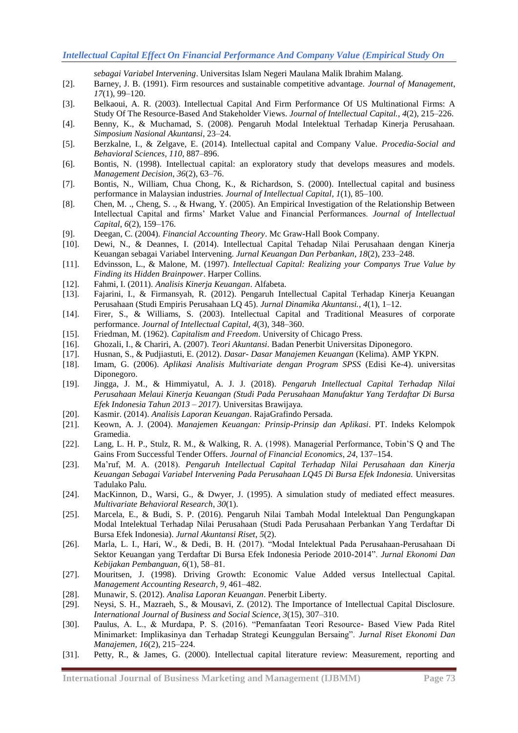*sebagai Variabel Intervening*. Universitas Islam Negeri Maulana Malik Ibrahim Malang.

[2]. Barney, J. B. (1991). Firm resources and sustainable competitive advantage. *Journal of Management*, *17*(1), 99–120.

[3]. Belkaoui, A. R. (2003). Intellectual Capital And Firm Performance Of US Multinational Firms: A Study Of The Resource-Based And Stakeholder Views. *Journal of Intellectual Capital.*, *4*(2), 215–226.

[4]. Benny, K., & Muchamad, S. (2008). Pengaruh Modal Intelektual Terhadap Kinerja Perusahaan. *Simposium Nasional Akuntansi*, 23–24.

[5]. Berzkalne, I., & Zelgave, E. (2014). Intellectual capital and Company Value. *Procedia-Social and Behavioral Sciences*, *110*, 887–896.

[6]. Bontis, N. (1998). Intellectual capital: an exploratory study that develops measures and models. *Management Decision*, *36*(2), 63–76.

[7]. Bontis, N., William, Chua Chong, K., & Richardson, S. (2000). Intellectual capital and business performance in Malaysian industries. *Journal of Intellectual Capital*, *1*(1), 85–100.

[8]. Chen, M. ., Cheng, S. ., & Hwang, Y. (2005). An Empirical Investigation of the Relationship Between Intellectual Capital and firms' Market Value and Financial Performances. *Journal of Intellectual Capital*, *6*(2), 159–176.

[9]. Deegan, C. (2004). *Financial Accounting Theory*. Mc Graw-Hall Book Company.

[10]. Dewi, N., & Deannes, I. (2014). Intellectual Capital Tehadap Nilai Perusahaan dengan Kinerja Keuangan sebagai Variabel Intervening. *Jurnal Keuangan Dan Perbankan*, *18*(2), 233–248.

[11]. Edvinsson, L., & Malone, M. (1997). *Intellectual Capital: Realizing your Companys True Value by Finding its Hidden Brainpower*. Harper Collins.

[12]. Fahmi, I. (2011). *Analisis Kinerja Keuangan*. Alfabeta.

[13]. Fajarini, I., & Firmansyah, R. (2012). Pengaruh Intellectual Capital Terhadap Kinerja Keuangan Perusahaan (Studi Empiris Perusahaan LQ 45). *Jurnal Dinamika Akuntansi.*, *4*(1), 1–12.

[14]. Firer, S., & Williams, S. (2003). Intellectual Capital and Traditional Measures of corporate performance. *Journal of Intellectual Capital*, *4*(3), 348–360.

[15]. Friedman, M. (1962). *Capitalism and Freedom*. University of Chicago Press.

[16]. Ghozali, I., & Chariri, A. (2007). *Teori Akuntansi*. Badan Penerbit Universitas Diponegoro.

[17]. Husnan, S., & Pudjiastuti, E. (2012). *Dasar- Dasar Manajemen Keuangan* (Kelima). AMP YKPN.

[18]. Imam, G. (2006). *Aplikasi Analisis Multivariate dengan Program SPSS* (Edisi Ke-4). universitas Diponegoro.

[19]. Jingga, J. M., & Himmiyatul, A. J. J. (2018). *Pengaruh Intellectual Capital Terhadap Nilai Perusahaan Melaui Kinerja Keuangan (Studi Pada Perusahaan Manufaktur Yang Terdaftar Di Bursa Efek Indonesia Tahun 2013 – 2017)*. Universitas Brawijaya.

[20]. Kasmir. (2014). *Analisis Laporan Keuangan*. RajaGrafindo Persada.

[21]. Keown, A. J. (2004). *Manajemen Keuangan: Prinsip-Prinsip dan Aplikasi*. PT. Indeks Kelompok Gramedia.

[22]. Lang, L. H. P., Stulz, R. M., & Walking, R. A. (1998). Managerial Performance, Tobin'S Q and The Gains From Successful Tender Offers. *Journal of Financial Economics*, *24*, 137–154.

[23]. Ma'ruf, M. A. (2018). *Pengaruh Intellectual Capital Terhadap Nilai Perusahaan dan Kinerja Keuangan Sebagai Variabel Intervening Pada Perusahaan LQ45 Di Bursa Efek Indonesia.* Universitas Tadulako Palu.

[24]. MacKinnon, D., Warsi, G., & Dwyer, J. (1995). A simulation study of mediated effect measures. *Multivariate Behavioral Research*, *30*(1).

[25]. Marcela, E., & Budi, S. P. (2016). Pengaruh Nilai Tambah Modal Intelektual Dan Pengungkapan Modal Intelektual Terhadap Nilai Perusahaan (Studi Pada Perusahaan Perbankan Yang Terdaftar Di Bursa Efek Indonesia). *Jurnal Akuntansi Riset*, *5*(2).

[26]. Marla, L. I., Hari, W., & Dedi, B. H. (2017). "Modal Intelektual Pada Perusahaan-Perusahaan Di Sektor Keuangan yang Terdaftar Di Bursa Efek Indonesia Periode 2010-2014". *Jurnal Ekonomi Dan Kebijakan Pembanguan*, *6*(1), 58–81.

[27]. Mouritsen, J. (1998). Driving Growth: Economic Value Added versus Intellectual Capital. *Management Accounting Research*, *9*, 461–482.

[28]. Munawir, S. (2012). *Analisa Laporan Keuangan*. Penerbit Liberty.

[29]. Neysi, S. H., Mazraeh, S., & Mousavi, Z. (2012). The Importance of Intellectual Capital Disclosure. *International Journal of Business and Social Science*, *3*(15), 307–310.

[30]. Paulus, A. L., & Murdapa, P. S. (2016). "Pemanfaatan Teori Resource- Based View Pada Ritel Minimarket: Implikasinya dan Terhadap Strategi Keunggulan Bersaing". *Jurnal Riset Ekonomi Dan Manajemen*, *16*(2), 215–224.

[31]. Petty, R., & James, G. (2000). Intellectual capital literature review: Measurement, reporting and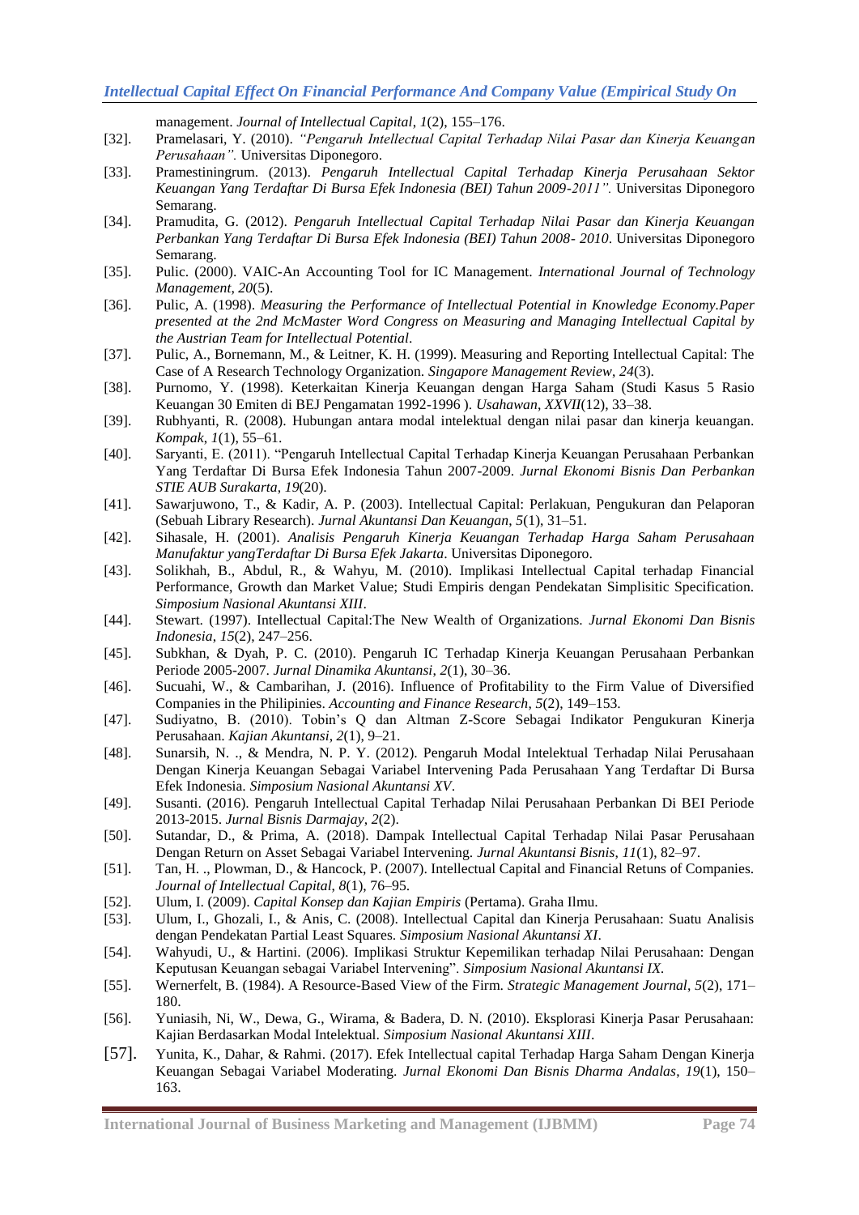management. *Journal of Intellectual Capital*, *1*(2), 155–176.

[32]. Pramelasari, Y. (2010). *"Pengaruh Intellectual Capital Terhadap Nilai Pasar dan Kinerja Keuangan Perusahaan".* Universitas Diponegoro.

[33]. Pramestiningrum. (2013). *Pengaruh Intellectual Capital Terhadap Kinerja Perusahaan Sektor Keuangan Yang Terdaftar Di Bursa Efek Indonesia (BEI) Tahun 2009-2011".* Universitas Diponegoro Semarang.

[34]. Pramudita, G. (2012). *Pengaruh Intellectual Capital Terhadap Nilai Pasar dan Kinerja Keuangan Perbankan Yang Terdaftar Di Bursa Efek Indonesia (BEI) Tahun 2008- 2010*. Universitas Diponegoro Semarang.

[35]. Pulic. (2000). VAIC-An Accounting Tool for IC Management. *International Journal of Technology Management*, *20*(5).

[36]. Pulic, A. (1998). *Measuring the Performance of Intellectual Potential in Knowledge Economy.Paper presented at the 2nd McMaster Word Congress on Measuring and Managing Intellectual Capital by the Austrian Team for Intellectual Potential*.

[37]. Pulic, A., Bornemann, M., & Leitner, K. H. (1999). Measuring and Reporting Intellectual Capital: The Case of A Research Technology Organization. *Singapore Management Review*, *24*(3).

[38]. Purnomo, Y. (1998). Keterkaitan Kinerja Keuangan dengan Harga Saham (Studi Kasus 5 Rasio Keuangan 30 Emiten di BEJ Pengamatan 1992-1996 ). *Usahawan*, *XXVII*(12), 33–38.

[39]. Rubhyanti, R. (2008). Hubungan antara modal intelektual dengan nilai pasar dan kinerja keuangan. *Kompak*, *1*(1), 55–61.

[40]. Saryanti, E. (2011). "Pengaruh Intellectual Capital Terhadap Kinerja Keuangan Perusahaan Perbankan Yang Terdaftar Di Bursa Efek Indonesia Tahun 2007-2009. *Jurnal Ekonomi Bisnis Dan Perbankan STIE AUB Surakarta*, *19*(20).

[41]. Sawarjuwono, T., & Kadir, A. P. (2003). Intellectual Capital: Perlakuan, Pengukuran dan Pelaporan (Sebuah Library Research). *Jurnal Akuntansi Dan Keuangan*, *5*(1), 31–51.

[42]. Sihasale, H. (2001). *Analisis Pengaruh Kinerja Keuangan Terhadap Harga Saham Perusahaan Manufaktur yangTerdaftar Di Bursa Efek Jakarta*. Universitas Diponegoro.

[43]. Solikhah, B., Abdul, R., & Wahyu, M. (2010). Implikasi Intellectual Capital terhadap Financial Performance, Growth dan Market Value; Studi Empiris dengan Pendekatan Simplisitic Specification. *Simposium Nasional Akuntansi XIII*.

[44]. Stewart. (1997). Intellectual Capital:The New Wealth of Organizations. *Jurnal Ekonomi Dan Bisnis Indonesia*, *15*(2), 247–256.

[45]. Subkhan, & Dyah, P. C. (2010). Pengaruh IC Terhadap Kinerja Keuangan Perusahaan Perbankan Periode 2005-2007. *Jurnal Dinamika Akuntansi*, *2*(1), 30–36.

[46]. Sucuahi, W., & Cambarihan, J. (2016). Influence of Profitability to the Firm Value of Diversified Companies in the Philipinies. *Accounting and Finance Research*, *5*(2), 149–153.

[47]. Sudiyatno, B. (2010). Tobin's Q dan Altman Z-Score Sebagai Indikator Pengukuran Kinerja Perusahaan. *Kajian Akuntansi*, *2*(1), 9–21.

[48]. Sunarsih, N. ., & Mendra, N. P. Y. (2012). Pengaruh Modal Intelektual Terhadap Nilai Perusahaan Dengan Kinerja Keuangan Sebagai Variabel Intervening Pada Perusahaan Yang Terdaftar Di Bursa Efek Indonesia. *Simposium Nasional Akuntansi XV*.

[49]. Susanti. (2016). Pengaruh Intellectual Capital Terhadap Nilai Perusahaan Perbankan Di BEI Periode 2013-2015. *Jurnal Bisnis Darmajay*, *2*(2).

[50]. Sutandar, D., & Prima, A. (2018). Dampak Intellectual Capital Terhadap Nilai Pasar Perusahaan Dengan Return on Asset Sebagai Variabel Intervening. *Jurnal Akuntansi Bisnis*, *11*(1), 82–97.

[51]. Tan, H. ., Plowman, D., & Hancock, P. (2007). Intellectual Capital and Financial Retuns of Companies. *Journal of Intellectual Capital*, *8*(1), 76–95.

[52]. Ulum, I. (2009). *Capital Konsep dan Kajian Empiris* (Pertama). Graha Ilmu.

[53]. Ulum, I., Ghozali, I., & Anis, C. (2008). Intellectual Capital dan Kinerja Perusahaan: Suatu Analisis dengan Pendekatan Partial Least Squares. *Simposium Nasional Akuntansi XI*.

[54]. Wahyudi, U., & Hartini. (2006). Implikasi Struktur Kepemilikan terhadap Nilai Perusahaan: Dengan Keputusan Keuangan sebagai Variabel Intervening". *Simposium Nasional Akuntansi IX*.

[55]. Wernerfelt, B. (1984). A Resource-Based View of the Firm. *Strategic Management Journal*, *5*(2), 171–180.

[56]. Yuniasih, Ni, W., Dewa, G., Wirama, & Badera, D. N. (2010). Eksplorasi Kinerja Pasar Perusahaan: Kajian Berdasarkan Modal Intelektual. *Simposium Nasional Akuntansi XIII*.

[57]. Yunita, K., Dahar, & Rahmi. (2017). Efek Intellectual capital Terhadap Harga Saham Dengan Kinerja Keuangan Sebagai Variabel Moderating. *Jurnal Ekonomi Dan Bisnis Dharma Andalas*, *19*(1), 150–163.